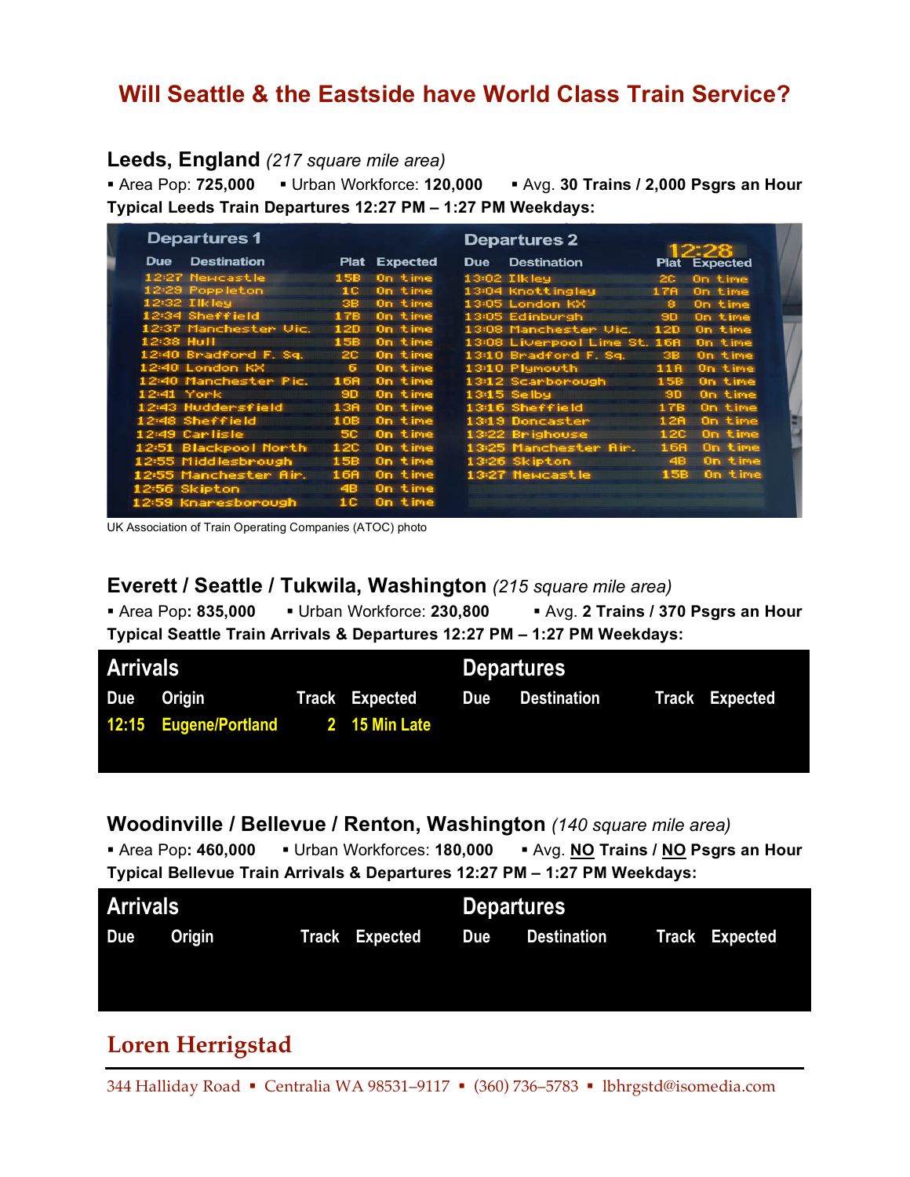# Will Seattle & the Eastside have World Class Train Service?

## Leeds, England *(217 square mile area)*

▪ Area Pop: **725,000** ▪ Urban Workforce: **120,000** ▪ Avg. **30 Trains / 2,000 Psgrs an Hour**

**Typical Leeds Train Departures 12:27 PM – 1:27 PM Weekdays:**

**Departures 1**

| Due | Destination | Plat | Expected |
|---|---|---|---|
| 12:27 | Newcastle | 15B | On time |
| 12:29 | Poppleton | 1C | On time |
| 12:32 | Ilkley | 3B | On time |
| 12:34 | Sheffield | 17B | On time |
| 12:37 | Manchester Vic. | 12D | On time |
| 12:38 | Hull | 15B | On time |
| 12:40 | Bradford F. Sq. | 2C | On time |
| 12:40 | London KX | 6 | On time |
| 12:40 | Manchester Pic. | 16A | On time |
| 12:41 | York | 9D | On time |
| 12:43 | Huddersfield | 13A | On time |
| 12:48 | Sheffield | 10B | On time |
| 12:49 | Carlisle | 5C | On time |
| 12:51 | Blackpool North | 12C | On time |
| 12:55 | Middlesbrough | 15B | On time |
| 12:55 | Manchester Air. | 16A | On time |
| 12:56 | Skipton | 4B | On time |
| 12:59 | Knaresborough | 1C | On time |

**Departures 2** 12:28

| Due | Destination | Plat | Expected |
|---|---|---|---|
| 13:02 | Ilkley | 2C | On time |
| 13:04 | Knottingley | 17A | On time |
| 13:05 | London KX | 8 | On time |
| 13:05 | Edinburgh | 9D | On time |
| 13:08 | Manchester Vic. | 12D | On time |
| 13:08 | Liverpool Lime St. | 16A | On time |
| 13:10 | Bradford F. Sq. | 3B | On time |
| 13:10 | Plymouth | 11A | On time |
| 13:12 | Scarborough | 15B | On time |
| 13:15 | Selby | 9D | On time |
| 13:16 | Sheffield | 17B | On time |
| 13:19 | Doncaster | 12A | On time |
| 13:22 | Brighouse | 12C | On time |
| 13:25 | Manchester Air. | 16A | On time |
| 13:26 | Skipton | 4B | On time |
| 13:27 | Newcastle | 15B | On time |

UK Association of Train Operating Companies (ATOC) photo

## Everett / Seattle / Tukwila, Washington *(215 square mile area)*

▪ Area Pop**: 835,000** ▪ Urban Workforce: **230,800** ▪ Avg. **2 Trains / 370 Psgrs an Hour**

**Typical Seattle Train Arrivals & Departures 12:27 PM – 1:27 PM Weekdays:**

**Arrivals**

| Due | Origin | Track | Expected |
|---|---|---|---|
| 12:15 | Eugene/Portland | 2 | 15 Min Late |

**Departures**

| Due | Destination | Track | Expected |
|---|---|---|---|

## Woodinville / Bellevue / Renton, Washington *(140 square mile area)*

▪ Area Pop**: 460,000** ▪ Urban Workforces: **180,000** ▪ Avg. **NO Trains / NO Psgrs an Hour**

**Typical Bellevue Train Arrivals & Departures 12:27 PM – 1:27 PM Weekdays:**

**Arrivals**

| Due | Origin | Track | Expected |
|---|---|---|---|

**Departures**

| Due | Destination | Track | Expected |
|---|---|---|---|

**Loren Herrigstad**

344 Halliday Road ▪ Centralia WA 98531–9117 ▪ (360) 736–5783 ▪ lbhrgstd@isomedia.com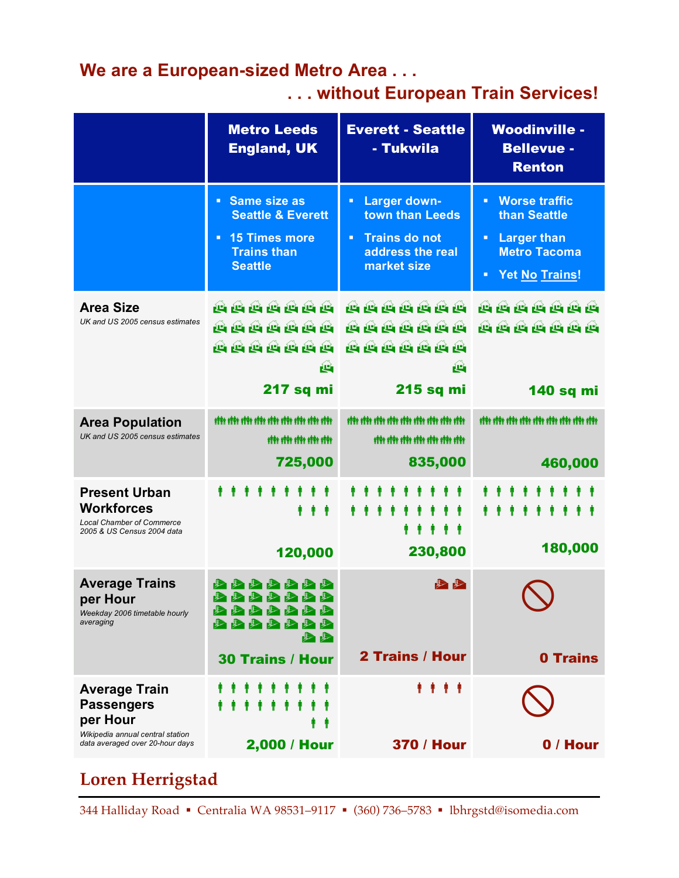# We are a European-sized Metro Area . . .

# . . . without European Train Services!

| | Metro Leeds England, UK | Everett - Seattle - Tukwila | Woodinville - Bellevue - Renton |
|---|---|---|---|
| | ▪ Same size as Seattle & Everett<br>▪ 15 Times more Trains than Seattle | ▪ Larger down-town than Leeds<br>▪ Trains do not address the real market size | ▪ Worse traffic than Seattle<br>▪ Larger than Metro Tacoma<br>▪ Yet No Trains! |
| **Area Size**<br>*UK and US 2005 census estimates* | 217 sq mi | 215 sq mi | 140 sq mi |
| **Area Population**<br>*UK and US 2005 census estimates* | 725,000 | 835,000 | 460,000 |
| **Present Urban Workforces**<br>*Local Chamber of Commerce 2005 & US Census 2004 data* | 120,000 | 230,800 | 180,000 |
| **Average Trains per Hour**<br>*Weekday 2006 timetable hourly averaging* | 30 Trains / Hour | 2 Trains / Hour | 0 Trains |
| **Average Train Passengers per Hour**<br>*Wikipedia annual central station data averaged over 20-hour days* | 2,000 / Hour | 370 / Hour | 0 / Hour |

**Loren Herrigstad**

344 Halliday Road ▪ Centralia WA 98531–9117 ▪ (360) 736–5783 ▪ lbhrgstd@isomedia.com